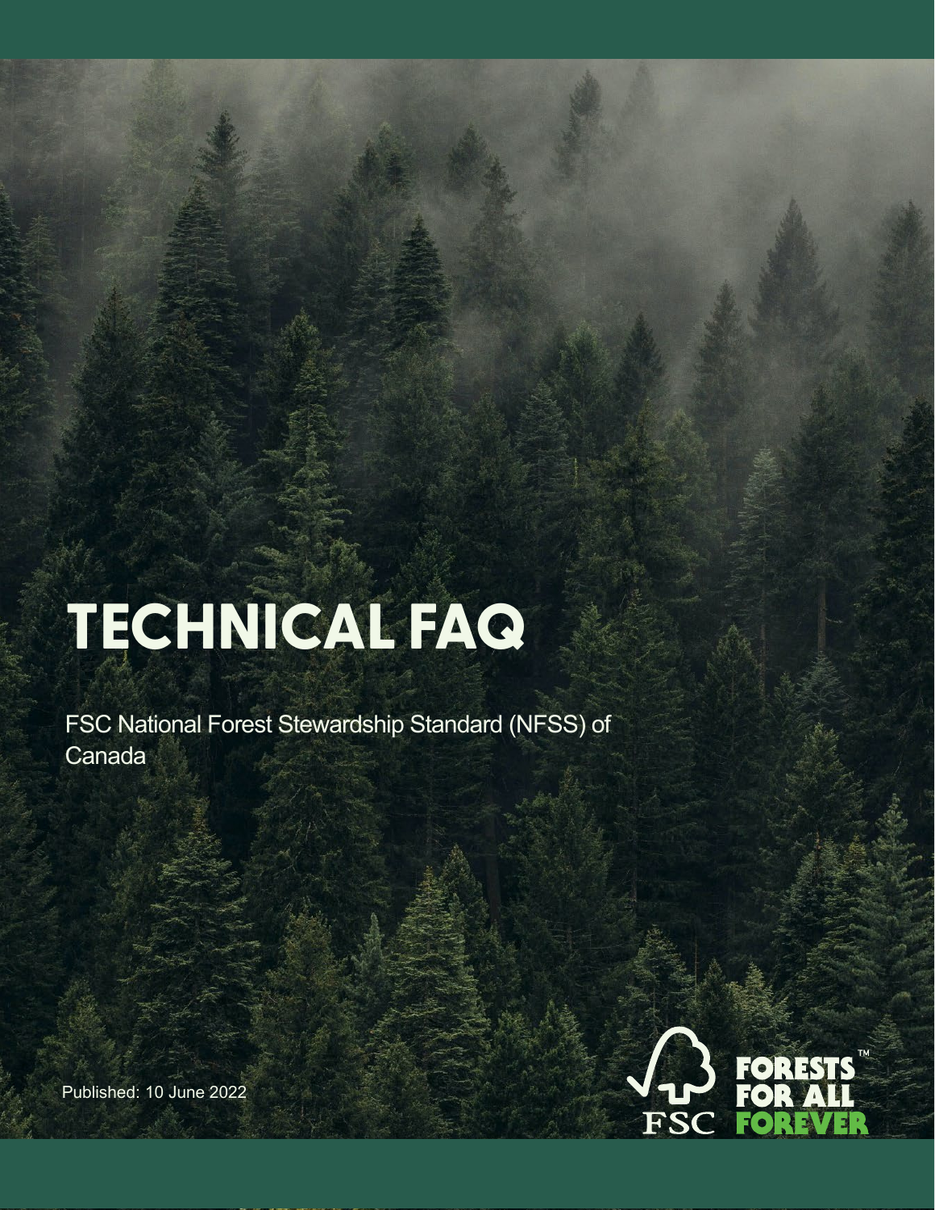# TECHNICAL FAQ

FSC National Forest Stewardship Standard (NFSS) of Canada

Published: 10 June 2022

FSC FORESTS FOR ALL FOREVER™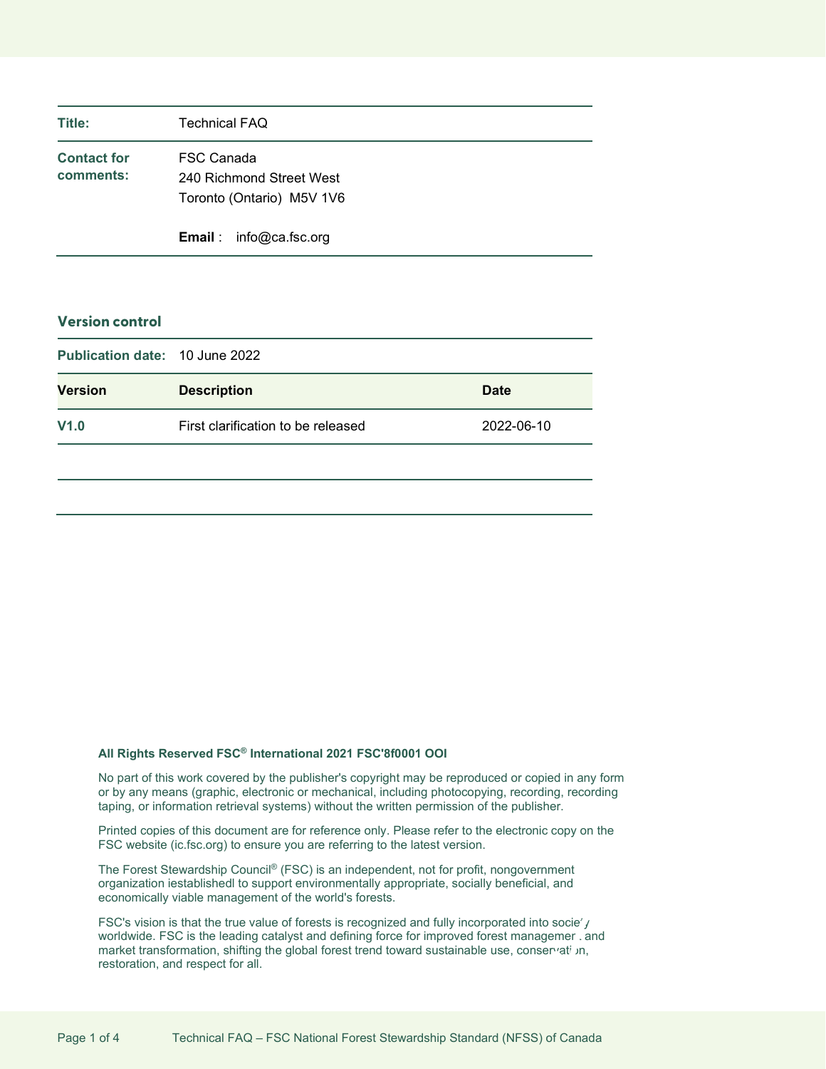| | |
|---|---|
| **Title:** | Technical FAQ |
| **Contact for comments:** | FSC Canada<br>240 Richmond Street West<br>Toronto (Ontario)  M5V 1V6<br><br>**Email** :   info@ca.fsc.org |

## Version control

**Publication date:** 10 June 2022

| Version | Description | Date |
|---|---|---|
| **V1.0** | First clarification to be released | 2022-06-10 |
| | | |
| | | |

**All Rights Reserved FSC® International 2021 FSC'8f0001 OOI**

No part of this work covered by the publisher's copyright may be reproduced or copied in any form or by any means (graphic, electronic or mechanical, including photocopying, recording, recording taping, or information retrieval systems) without the written permission of the publisher.

Printed copies of this document are for reference only. Please refer to the electronic copy on the FSC website (ic.fsc.org) to ensure you are referring to the latest version.

The Forest Stewardship Council® (FSC) is an independent, not for profit, nongovernment organization iestablishedl to support environmentally appropriate, socially beneficial, and economically viable management of the world's forests.

FSC's vision is that the true value of forests is recognized and fully incorporated into society worldwide. FSC is the leading catalyst and defining force for improved forest management and market transformation, shifting the global forest trend toward sustainable use, conservation, restoration, and respect for all.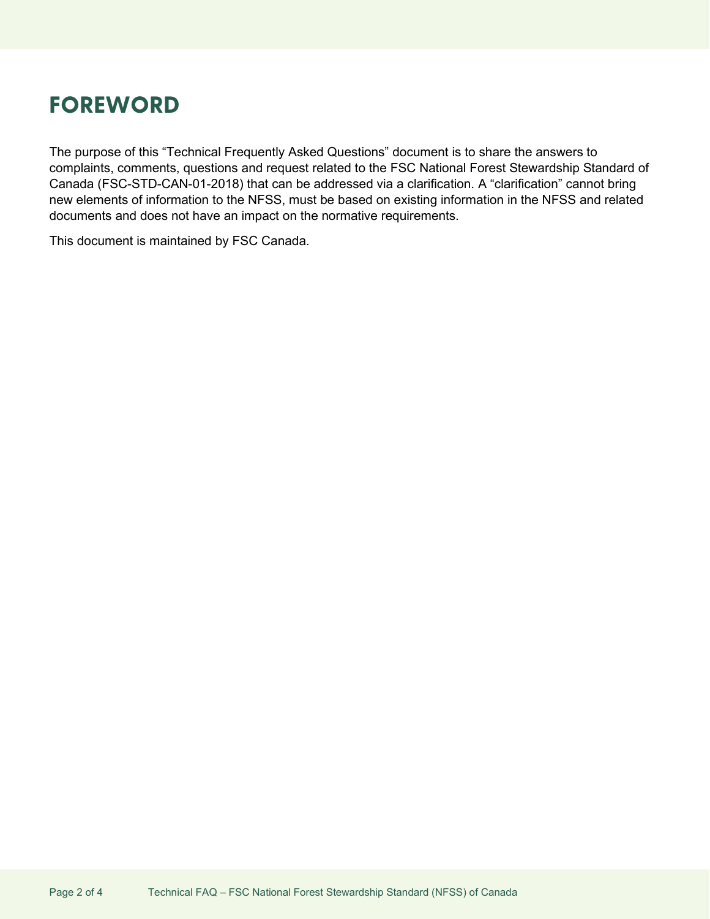# FOREWORD

The purpose of this "Technical Frequently Asked Questions" document is to share the answers to complaints, comments, questions and request related to the FSC National Forest Stewardship Standard of Canada (FSC-STD-CAN-01-2018) that can be addressed via a clarification. A "clarification" cannot bring new elements of information to the NFSS, must be based on existing information in the NFSS and related documents and does not have an impact on the normative requirements.

This document is maintained by FSC Canada.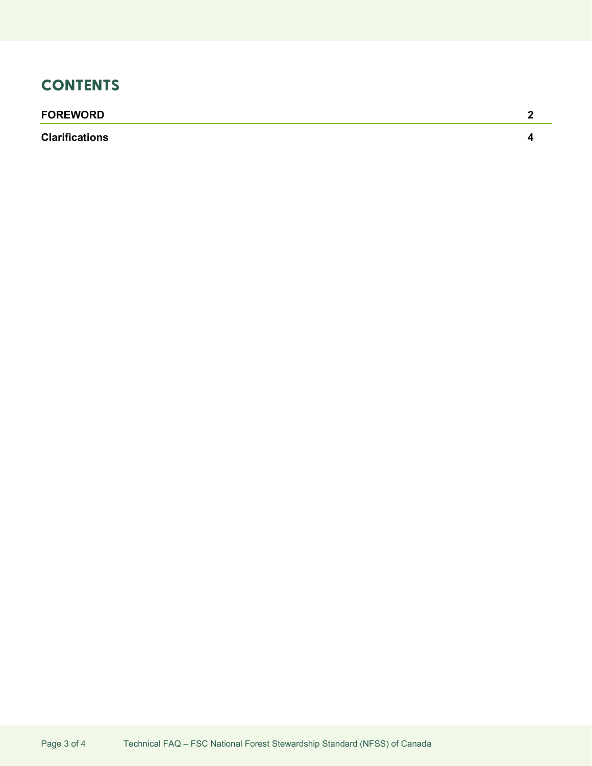## CONTENTS

| | |
|---|---|
| **FOREWORD** | **2** |
| **Clarifications** | **4** |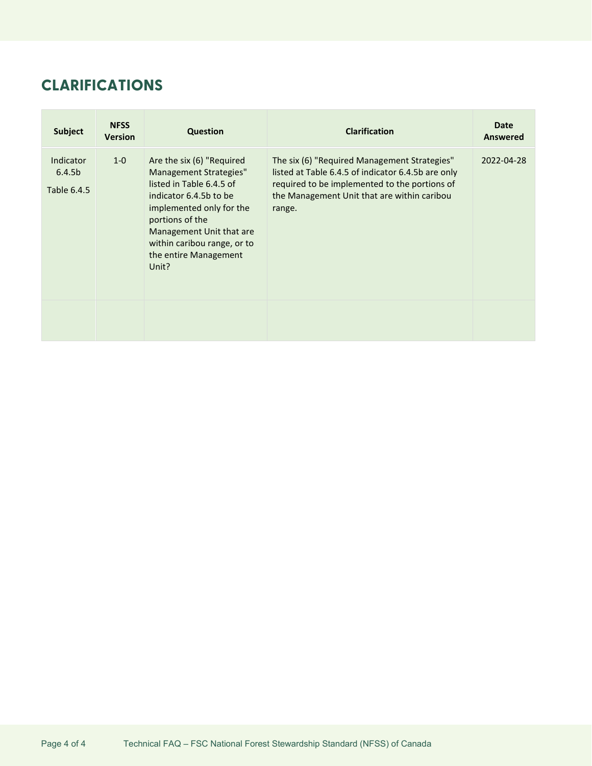## CLARIFICATIONS

| Subject | NFSS Version | Question | Clarification | Date Answered |
|---|---|---|---|---|
| Indicator 6.4.5b<br>Table 6.4.5 | 1-0 | Are the six (6) "Required Management Strategies" listed in Table 6.4.5 of indicator 6.4.5b to be implemented only for the portions of the Management Unit that are within caribou range, or to the entire Management Unit? | The six (6) "Required Management Strategies" listed at Table 6.4.5 of indicator 6.4.5b are only required to be implemented to the portions of the Management Unit that are within caribou range. | 2022-04-28 |
| | | | | |